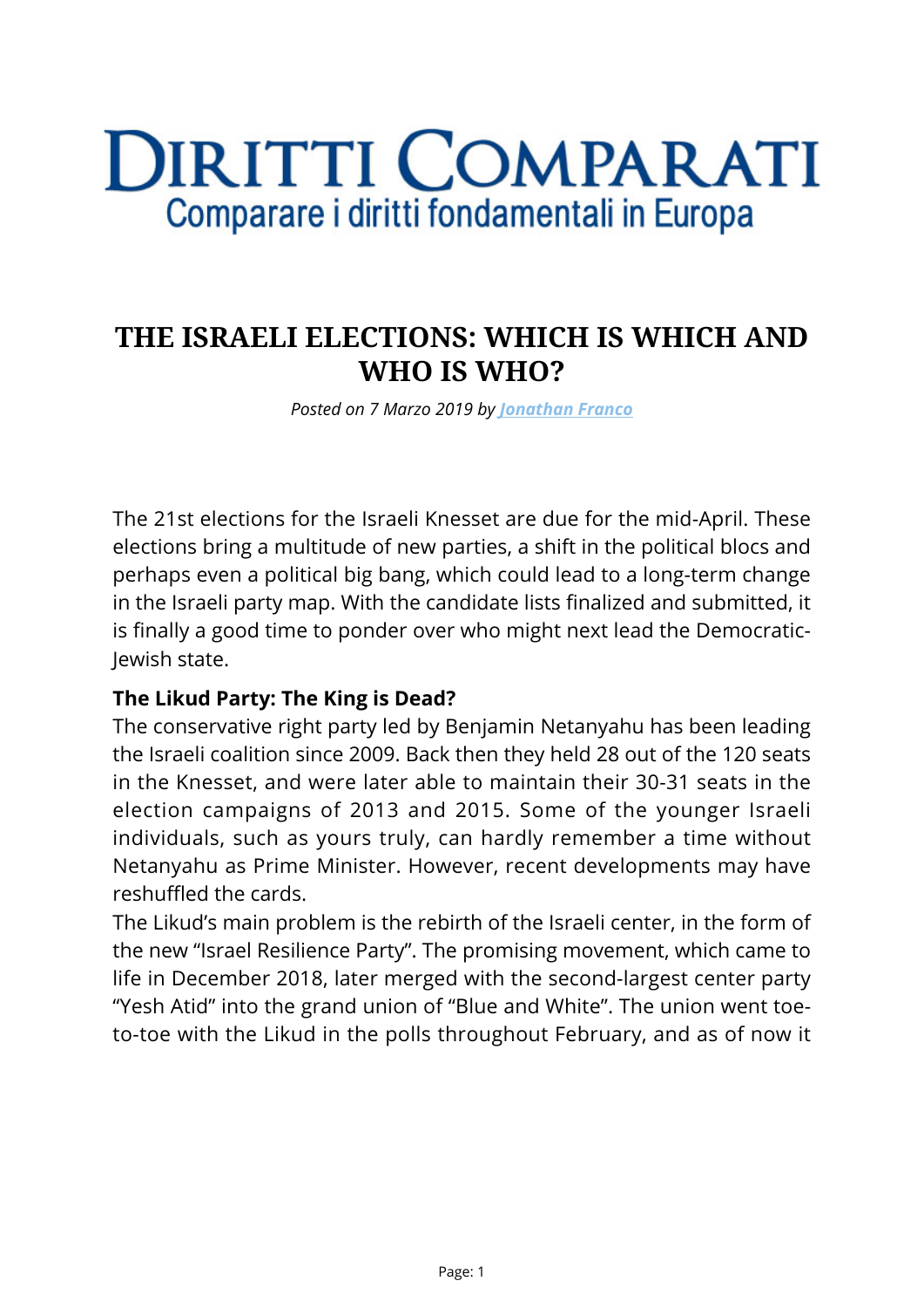# DIRITTI COMPARATI

Comparare i diritti fondamentali in Europa

## THE ISRAELI ELECTIONS: WHICH IS WHICH AND WHO IS WHO?

*Posted on 7 Marzo 2019 by [Jonathan Franco]*

The 21st elections for the Israeli Knesset are due for the mid-April. These elections bring a multitude of new parties, a shift in the political blocs and perhaps even a political big bang, which could lead to a long-term change in the Israeli party map. With the candidate lists finalized and submitted, it is finally a good time to ponder over who might next lead the Democratic-Jewish state.

**The Likud Party: The King is Dead?**

The conservative right party led by Benjamin Netanyahu has been leading the Israeli coalition since 2009. Back then they held 28 out of the 120 seats in the Knesset, and were later able to maintain their 30-31 seats in the election campaigns of 2013 and 2015. Some of the younger Israeli individuals, such as yours truly, can hardly remember a time without Netanyahu as Prime Minister. However, recent developments may have reshuffled the cards.

The Likud's main problem is the rebirth of the Israeli center, in the form of the new "Israel Resilience Party". The promising movement, which came to life in December 2018, later merged with the second-largest center party "Yesh Atid" into the grand union of "Blue and White". The union went toe-to-toe with the Likud in the polls throughout February, and as of now it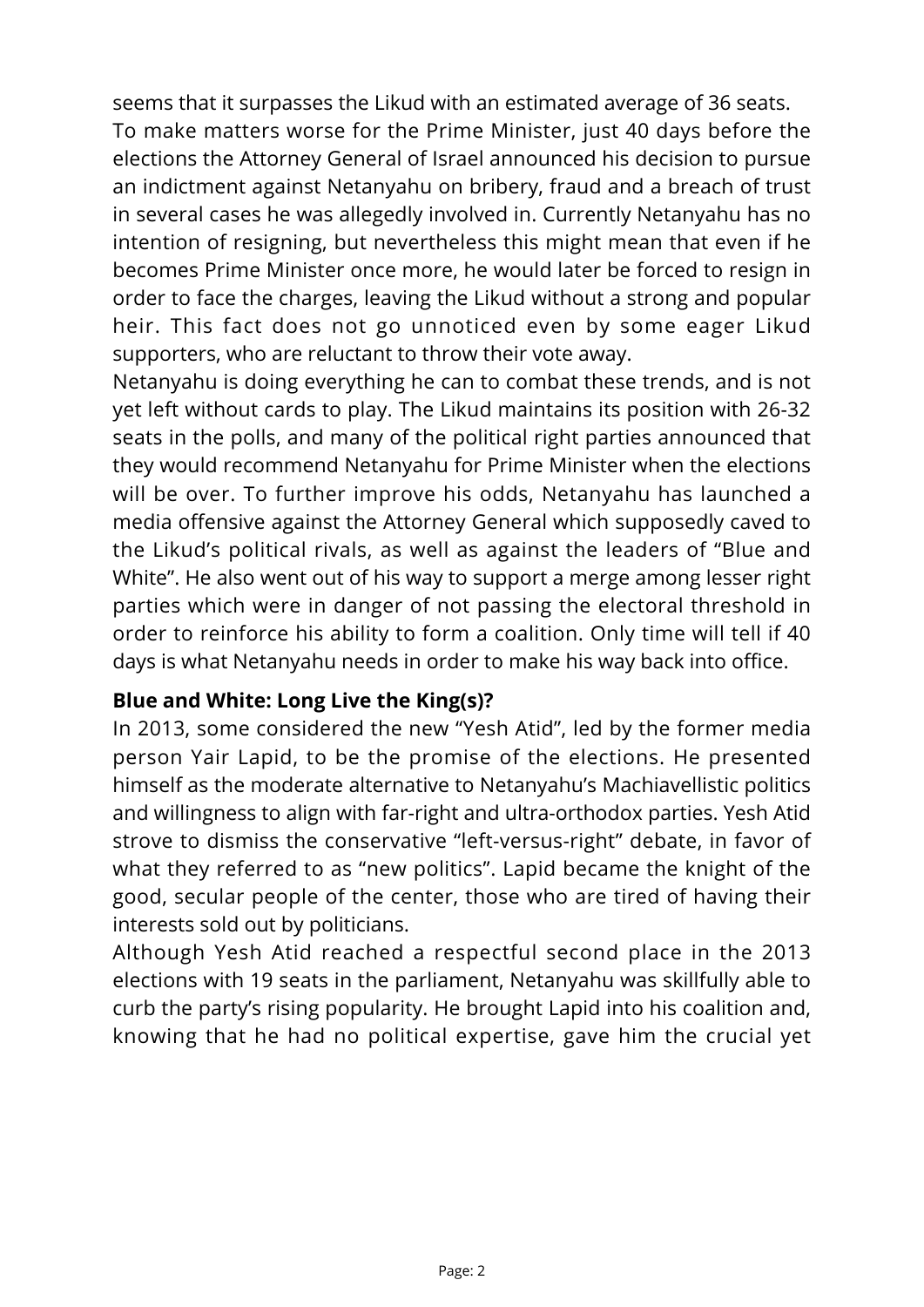seems that it surpasses the Likud with an estimated average of 36 seats.

To make matters worse for the Prime Minister, just 40 days before the elections the Attorney General of Israel announced his decision to pursue an indictment against Netanyahu on bribery, fraud and a breach of trust in several cases he was allegedly involved in. Currently Netanyahu has no intention of resigning, but nevertheless this might mean that even if he becomes Prime Minister once more, he would later be forced to resign in order to face the charges, leaving the Likud without a strong and popular heir. This fact does not go unnoticed even by some eager Likud supporters, who are reluctant to throw their vote away.

Netanyahu is doing everything he can to combat these trends, and is not yet left without cards to play. The Likud maintains its position with 26-32 seats in the polls, and many of the political right parties announced that they would recommend Netanyahu for Prime Minister when the elections will be over. To further improve his odds, Netanyahu has launched a media offensive against the Attorney General which supposedly caved to the Likud's political rivals, as well as against the leaders of "Blue and White". He also went out of his way to support a merge among lesser right parties which were in danger of not passing the electoral threshold in order to reinforce his ability to form a coalition. Only time will tell if 40 days is what Netanyahu needs in order to make his way back into office.

**Blue and White: Long Live the King(s)?**

In 2013, some considered the new "Yesh Atid", led by the former media person Yair Lapid, to be the promise of the elections. He presented himself as the moderate alternative to Netanyahu's Machiavellistic politics and willingness to align with far-right and ultra-orthodox parties. Yesh Atid strove to dismiss the conservative "left-versus-right" debate, in favor of what they referred to as "new politics". Lapid became the knight of the good, secular people of the center, those who are tired of having their interests sold out by politicians.

Although Yesh Atid reached a respectful second place in the 2013 elections with 19 seats in the parliament, Netanyahu was skillfully able to curb the party's rising popularity. He brought Lapid into his coalition and, knowing that he had no political expertise, gave him the crucial yet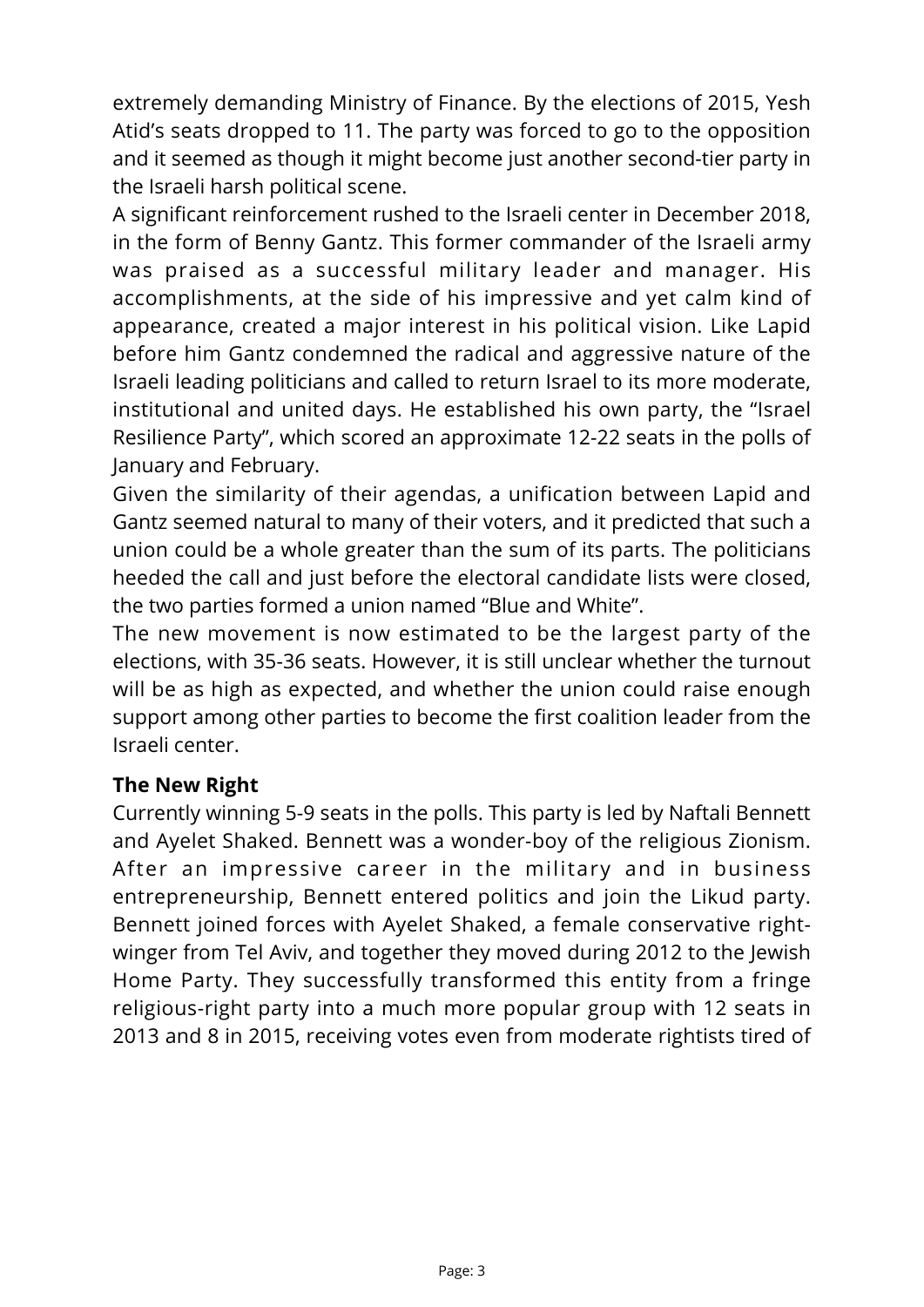extremely demanding Ministry of Finance. By the elections of 2015, Yesh Atid's seats dropped to 11. The party was forced to go to the opposition and it seemed as though it might become just another second-tier party in the Israeli harsh political scene.

A significant reinforcement rushed to the Israeli center in December 2018, in the form of Benny Gantz. This former commander of the Israeli army was praised as a successful military leader and manager. His accomplishments, at the side of his impressive and yet calm kind of appearance, created a major interest in his political vision. Like Lapid before him Gantz condemned the radical and aggressive nature of the Israeli leading politicians and called to return Israel to its more moderate, institutional and united days. He established his own party, the "Israel Resilience Party", which scored an approximate 12-22 seats in the polls of January and February.

Given the similarity of their agendas, a unification between Lapid and Gantz seemed natural to many of their voters, and it predicted that such a union could be a whole greater than the sum of its parts. The politicians heeded the call and just before the electoral candidate lists were closed, the two parties formed a union named "Blue and White".

The new movement is now estimated to be the largest party of the elections, with 35-36 seats. However, it is still unclear whether the turnout will be as high as expected, and whether the union could raise enough support among other parties to become the first coalition leader from the Israeli center.

**The New Right**

Currently winning 5-9 seats in the polls. This party is led by Naftali Bennett and Ayelet Shaked. Bennett was a wonder-boy of the religious Zionism. After an impressive career in the military and in business entrepreneurship, Bennett entered politics and join the Likud party. Bennett joined forces with Ayelet Shaked, a female conservative right-winger from Tel Aviv, and together they moved during 2012 to the Jewish Home Party. They successfully transformed this entity from a fringe religious-right party into a much more popular group with 12 seats in 2013 and 8 in 2015, receiving votes even from moderate rightists tired of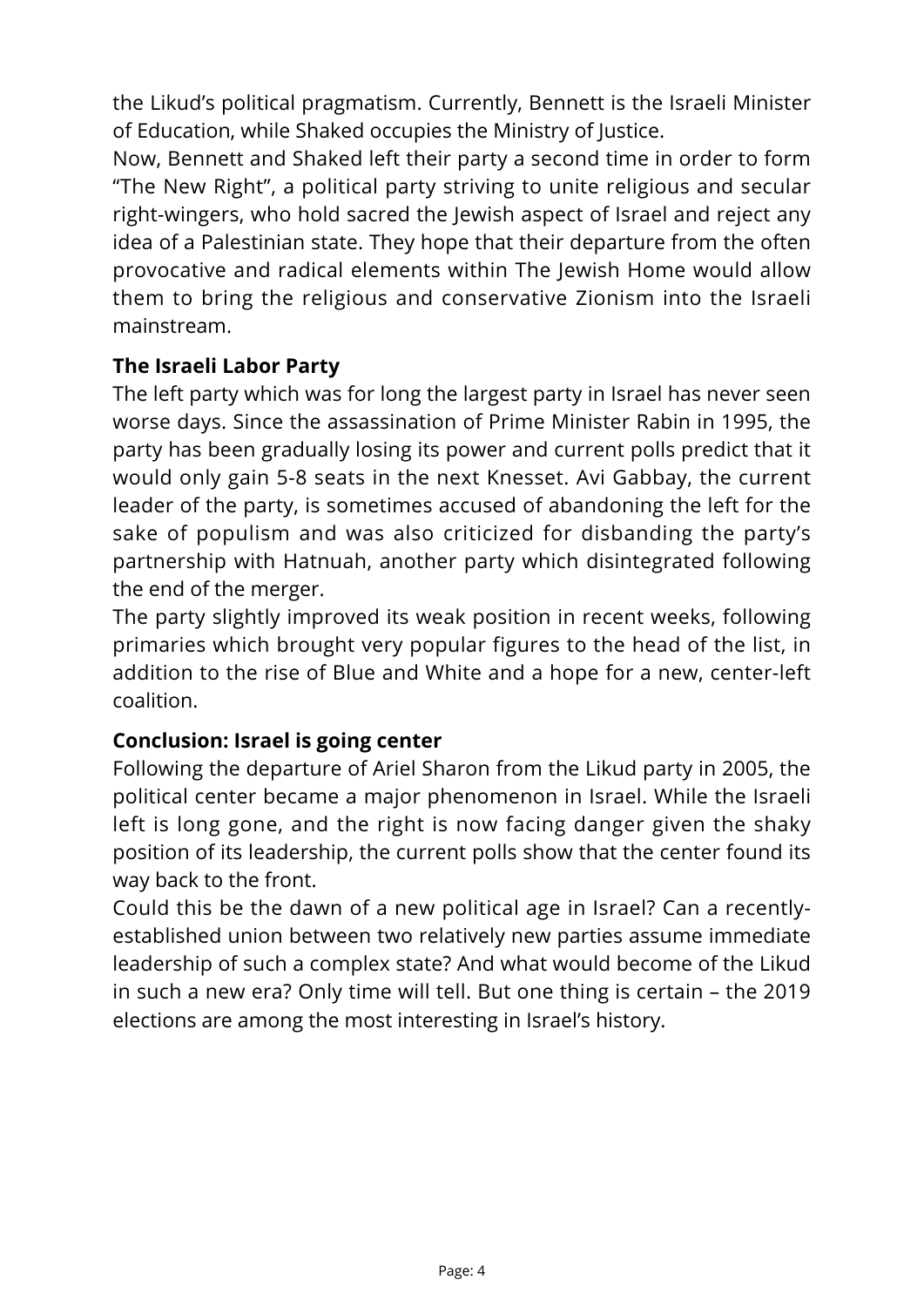the Likud's political pragmatism. Currently, Bennett is the Israeli Minister of Education, while Shaked occupies the Ministry of Justice.

Now, Bennett and Shaked left their party a second time in order to form "The New Right", a political party striving to unite religious and secular right-wingers, who hold sacred the Jewish aspect of Israel and reject any idea of a Palestinian state. They hope that their departure from the often provocative and radical elements within The Jewish Home would allow them to bring the religious and conservative Zionism into the Israeli mainstream.

**The Israeli Labor Party**

The left party which was for long the largest party in Israel has never seen worse days. Since the assassination of Prime Minister Rabin in 1995, the party has been gradually losing its power and current polls predict that it would only gain 5-8 seats in the next Knesset. Avi Gabbay, the current leader of the party, is sometimes accused of abandoning the left for the sake of populism and was also criticized for disbanding the party's partnership with Hatnuah, another party which disintegrated following the end of the merger.

The party slightly improved its weak position in recent weeks, following primaries which brought very popular figures to the head of the list, in addition to the rise of Blue and White and a hope for a new, center-left coalition.

**Conclusion: Israel is going center**

Following the departure of Ariel Sharon from the Likud party in 2005, the political center became a major phenomenon in Israel. While the Israeli left is long gone, and the right is now facing danger given the shaky position of its leadership, the current polls show that the center found its way back to the front.

Could this be the dawn of a new political age in Israel? Can a recently-established union between two relatively new parties assume immediate leadership of such a complex state? And what would become of the Likud in such a new era? Only time will tell. But one thing is certain – the 2019 elections are among the most interesting in Israel's history.